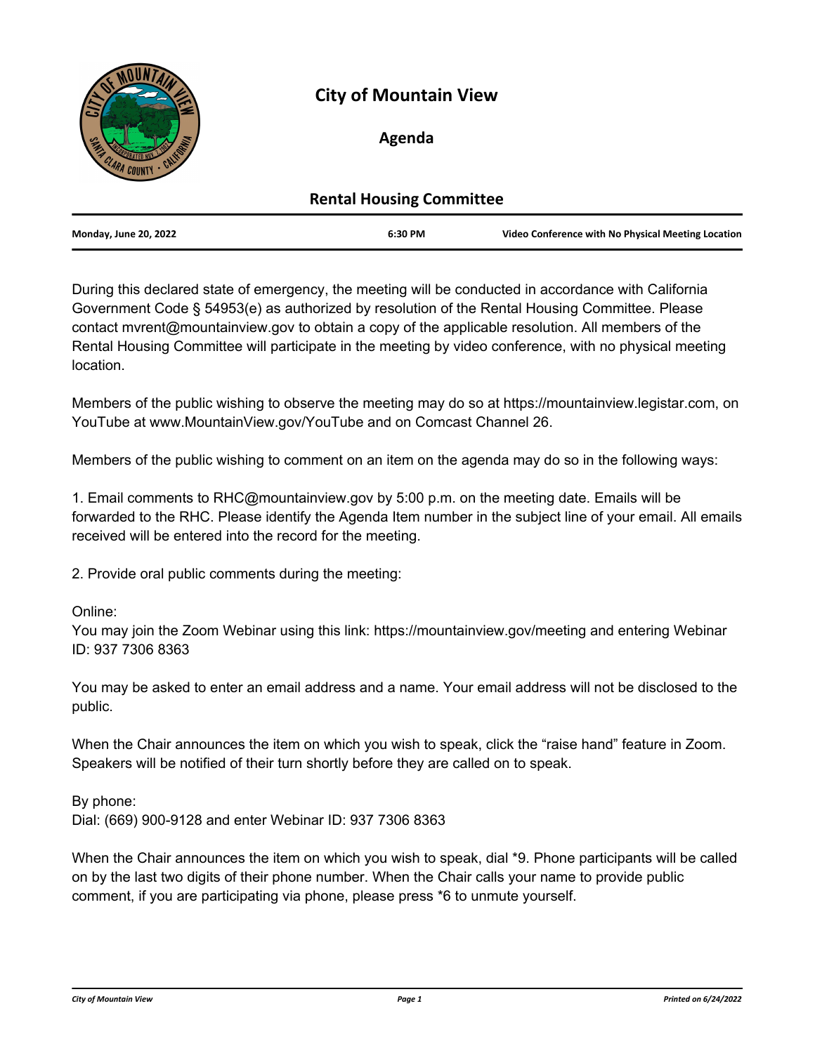# City of Mountain View

## Agenda

## Rental Housing Committee

| Monday, June 20, 2022 | 6:30 PM | Video Conference with No Physical Meeting Location |
|---|---|---|

During this declared state of emergency, the meeting will be conducted in accordance with California Government Code § 54953(e) as authorized by resolution of the Rental Housing Committee. Please contact mvrent@mountainview.gov to obtain a copy of the applicable resolution. All members of the Rental Housing Committee will participate in the meeting by video conference, with no physical meeting location.

Members of the public wishing to observe the meeting may do so at https://mountainview.legistar.com, on YouTube at www.MountainView.gov/YouTube and on Comcast Channel 26.

Members of the public wishing to comment on an item on the agenda may do so in the following ways:

1. Email comments to RHC@mountainview.gov by 5:00 p.m. on the meeting date. Emails will be forwarded to the RHC. Please identify the Agenda Item number in the subject line of your email. All emails received will be entered into the record for the meeting.

2. Provide oral public comments during the meeting:

Online:
You may join the Zoom Webinar using this link: https://mountainview.gov/meeting and entering Webinar ID: 937 7306 8363

You may be asked to enter an email address and a name. Your email address will not be disclosed to the public.

When the Chair announces the item on which you wish to speak, click the "raise hand" feature in Zoom. Speakers will be notified of their turn shortly before they are called on to speak.

By phone:
Dial: (669) 900-9128 and enter Webinar ID: 937 7306 8363

When the Chair announces the item on which you wish to speak, dial *9. Phone participants will be called on by the last two digits of their phone number. When the Chair calls your name to provide public comment, if you are participating via phone, please press *6 to unmute yourself.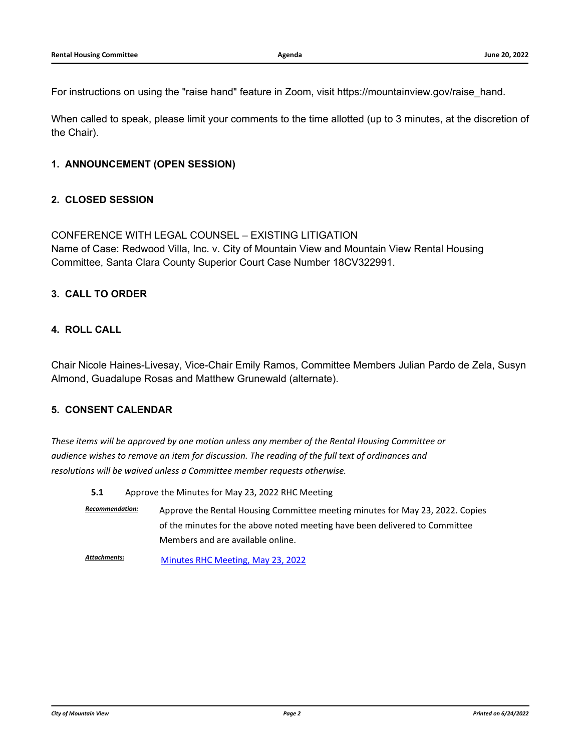For instructions on using the "raise hand" feature in Zoom, visit https://mountainview.gov/raise_hand.

When called to speak, please limit your comments to the time allotted (up to 3 minutes, at the discretion of the Chair).

## 1. ANNOUNCEMENT (OPEN SESSION)

## 2. CLOSED SESSION

CONFERENCE WITH LEGAL COUNSEL – EXISTING LITIGATION
Name of Case: Redwood Villa, Inc. v. City of Mountain View and Mountain View Rental Housing Committee, Santa Clara County Superior Court Case Number 18CV322991.

## 3. CALL TO ORDER

## 4. ROLL CALL

Chair Nicole Haines-Livesay, Vice-Chair Emily Ramos, Committee Members Julian Pardo de Zela, Susyn Almond, Guadalupe Rosas and Matthew Grunewald (alternate).

## 5. CONSENT CALENDAR

*These items will be approved by one motion unless any member of the Rental Housing Committee or audience wishes to remove an item for discussion. The reading of the full text of ordinances and resolutions will be waived unless a Committee member requests otherwise.*

**5.1** Approve the Minutes for May 23, 2022 RHC Meeting

***Recommendation:*** Approve the Rental Housing Committee meeting minutes for May 23, 2022. Copies of the minutes for the above noted meeting have been delivered to Committee Members and are available online.

***Attachments:*** Minutes RHC Meeting, May 23, 2022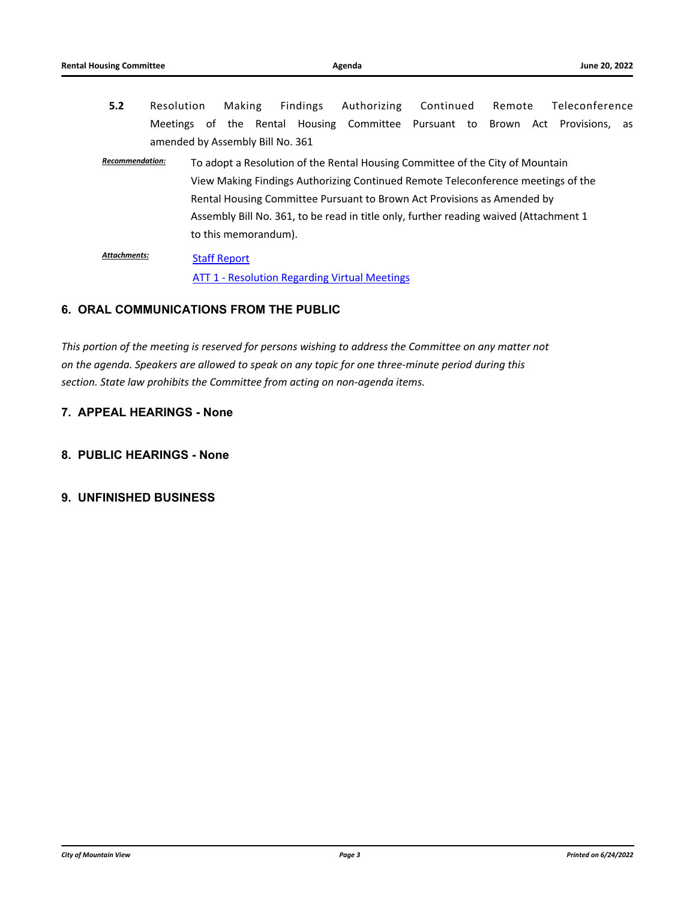**5.2** Resolution Making Findings Authorizing Continued Remote Teleconference Meetings of the Rental Housing Committee Pursuant to Brown Act Provisions, as amended by Assembly Bill No. 361

***Recommendation:*** To adopt a Resolution of the Rental Housing Committee of the City of Mountain View Making Findings Authorizing Continued Remote Teleconference meetings of the Rental Housing Committee Pursuant to Brown Act Provisions as Amended by Assembly Bill No. 361, to be read in title only, further reading waived (Attachment 1 to this memorandum).

***Attachments:*** Staff Report
ATT 1 - Resolution Regarding Virtual Meetings

## 6. ORAL COMMUNICATIONS FROM THE PUBLIC

*This portion of the meeting is reserved for persons wishing to address the Committee on any matter not on the agenda. Speakers are allowed to speak on any topic for one three-minute period during this section. State law prohibits the Committee from acting on non-agenda items.*

## 7. APPEAL HEARINGS - None

## 8. PUBLIC HEARINGS - None

## 9. UNFINISHED BUSINESS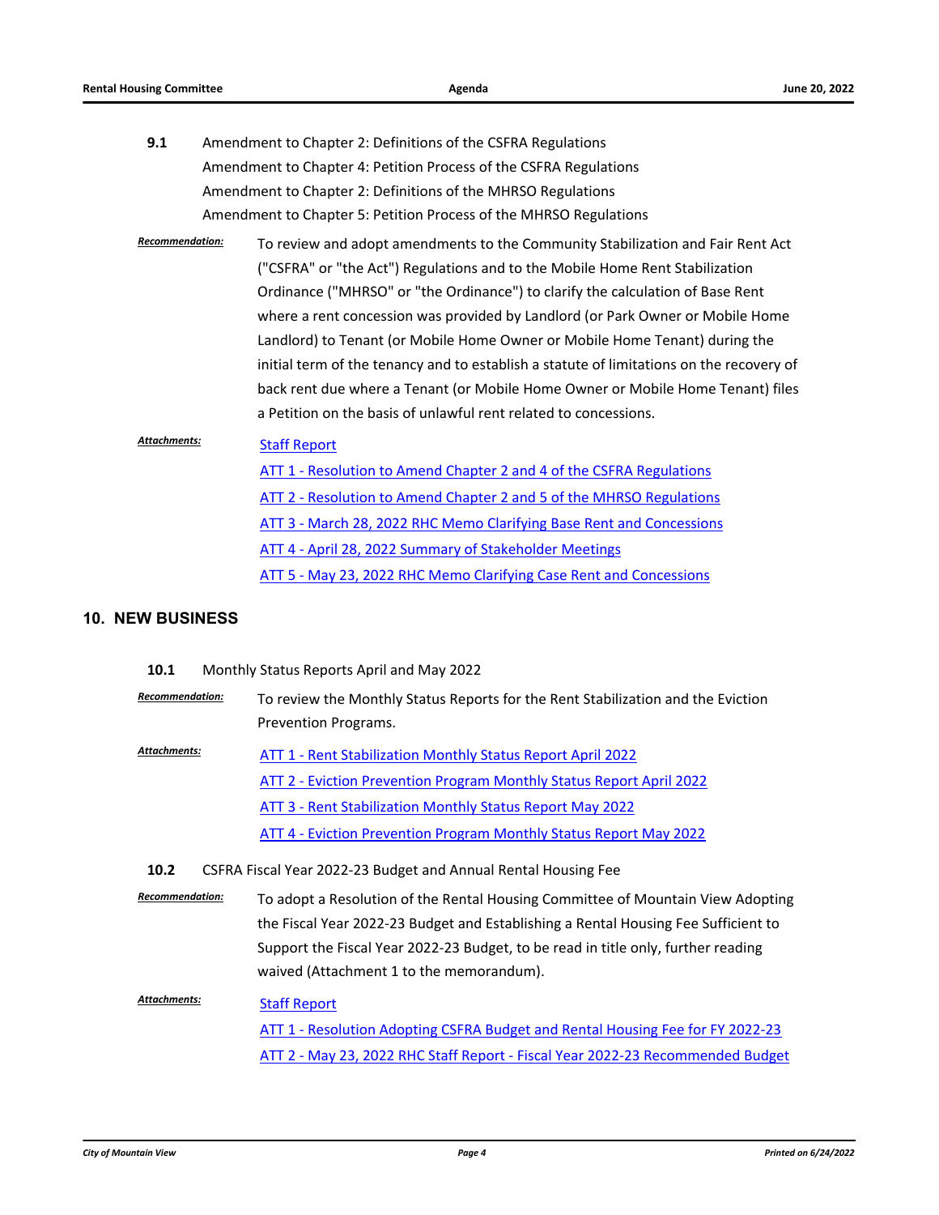**9.1** Amendment to Chapter 2: Definitions of the CSFRA Regulations
Amendment to Chapter 4: Petition Process of the CSFRA Regulations
Amendment to Chapter 2: Definitions of the MHRSO Regulations
Amendment to Chapter 5: Petition Process of the MHRSO Regulations

***Recommendation:*** To review and adopt amendments to the Community Stabilization and Fair Rent Act ("CSFRA" or "the Act") Regulations and to the Mobile Home Rent Stabilization Ordinance ("MHRSO" or "the Ordinance") to clarify the calculation of Base Rent where a rent concession was provided by Landlord (or Park Owner or Mobile Home Landlord) to Tenant (or Mobile Home Owner or Mobile Home Tenant) during the initial term of the tenancy and to establish a statute of limitations on the recovery of back rent due where a Tenant (or Mobile Home Owner or Mobile Home Tenant) files a Petition on the basis of unlawful rent related to concessions.

***Attachments:***
Staff Report
ATT 1 - Resolution to Amend Chapter 2 and 4 of the CSFRA Regulations
ATT 2 - Resolution to Amend Chapter 2 and 5 of the MHRSO Regulations
ATT 3 - March 28, 2022 RHC Memo Clarifying Base Rent and Concessions
ATT 4 - April 28, 2022 Summary of Stakeholder Meetings
ATT 5 - May 23, 2022 RHC Memo Clarifying Case Rent and Concessions

## 10. NEW BUSINESS

**10.1** Monthly Status Reports April and May 2022

***Recommendation:*** To review the Monthly Status Reports for the Rent Stabilization and the Eviction Prevention Programs.

***Attachments:***
ATT 1 - Rent Stabilization Monthly Status Report April 2022
ATT 2 - Eviction Prevention Program Monthly Status Report April 2022
ATT 3 - Rent Stabilization Monthly Status Report May 2022
ATT 4 - Eviction Prevention Program Monthly Status Report May 2022

**10.2** CSFRA Fiscal Year 2022-23 Budget and Annual Rental Housing Fee

***Recommendation:*** To adopt a Resolution of the Rental Housing Committee of Mountain View Adopting the Fiscal Year 2022-23 Budget and Establishing a Rental Housing Fee Sufficient to Support the Fiscal Year 2022-23 Budget, to be read in title only, further reading waived (Attachment 1 to the memorandum).

***Attachments:***
Staff Report
ATT 1 - Resolution Adopting CSFRA Budget and Rental Housing Fee for FY 2022-23
ATT 2 - May 23, 2022 RHC Staff Report - Fiscal Year 2022-23 Recommended Budget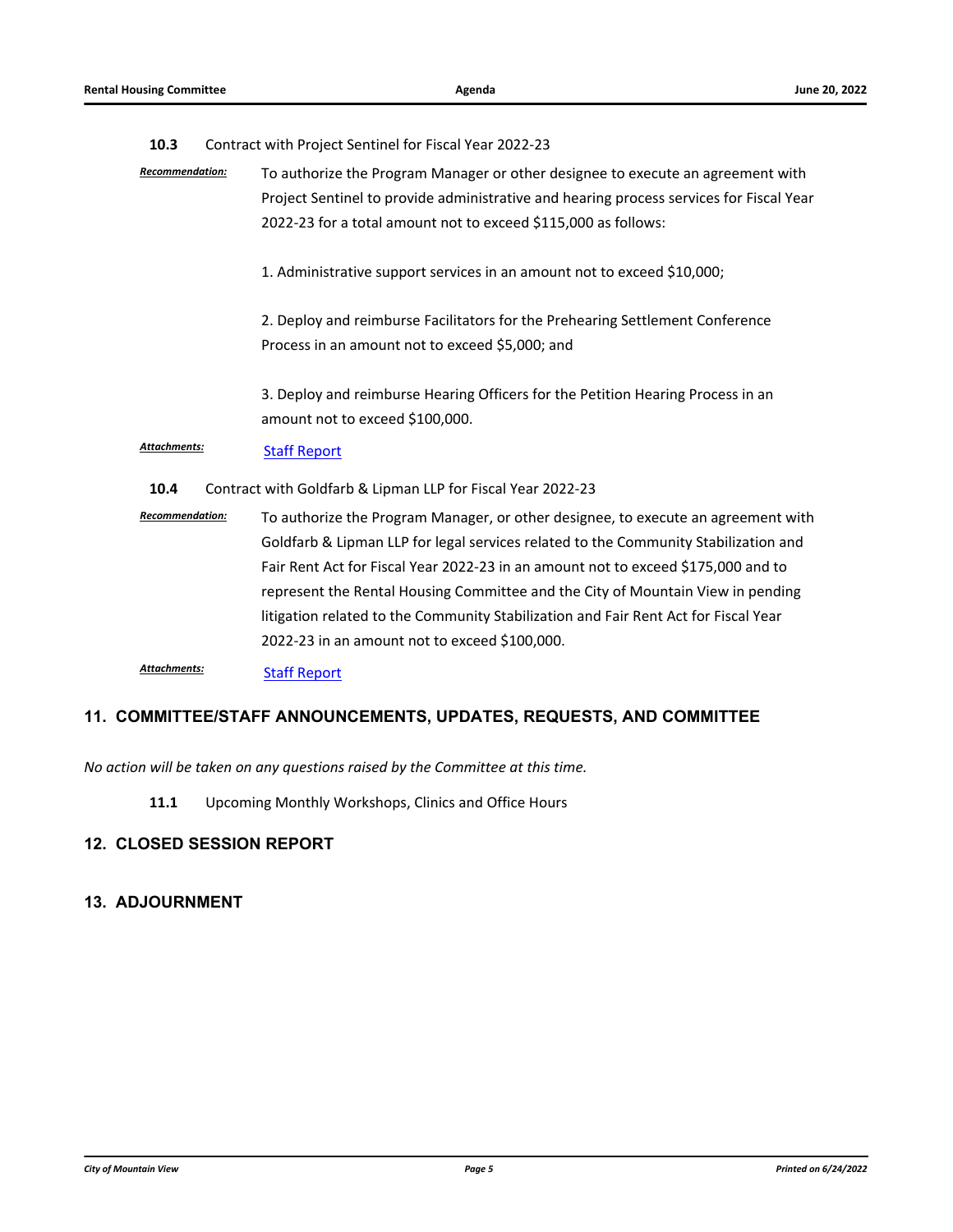**10.3** Contract with Project Sentinel for Fiscal Year 2022-23

***Recommendation:*** To authorize the Program Manager or other designee to execute an agreement with Project Sentinel to provide administrative and hearing process services for Fiscal Year 2022-23 for a total amount not to exceed $115,000 as follows:

1. Administrative support services in an amount not to exceed $10,000;

2. Deploy and reimburse Facilitators for the Prehearing Settlement Conference Process in an amount not to exceed $5,000; and

3. Deploy and reimburse Hearing Officers for the Petition Hearing Process in an amount not to exceed $100,000.

***Attachments:*** Staff Report

**10.4** Contract with Goldfarb & Lipman LLP for Fiscal Year 2022-23

***Recommendation:*** To authorize the Program Manager, or other designee, to execute an agreement with Goldfarb & Lipman LLP for legal services related to the Community Stabilization and Fair Rent Act for Fiscal Year 2022-23 in an amount not to exceed $175,000 and to represent the Rental Housing Committee and the City of Mountain View in pending litigation related to the Community Stabilization and Fair Rent Act for Fiscal Year 2022-23 in an amount not to exceed $100,000.

***Attachments:*** Staff Report

## 11. COMMITTEE/STAFF ANNOUNCEMENTS, UPDATES, REQUESTS, AND COMMITTEE

*No action will be taken on any questions raised by the Committee at this time.*

**11.1** Upcoming Monthly Workshops, Clinics and Office Hours

## 12. CLOSED SESSION REPORT

## 13. ADJOURNMENT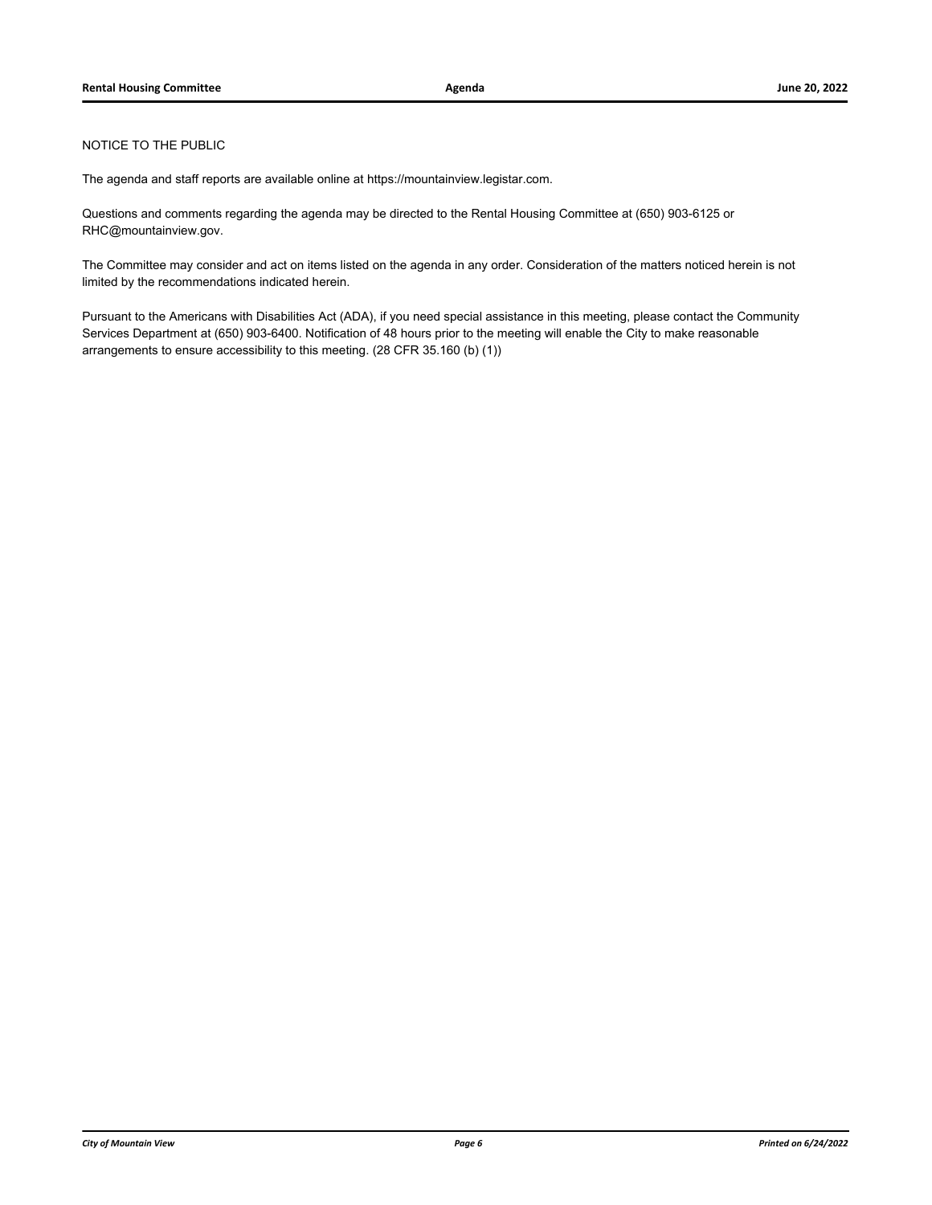NOTICE TO THE PUBLIC

The agenda and staff reports are available online at https://mountainview.legistar.com.

Questions and comments regarding the agenda may be directed to the Rental Housing Committee at (650) 903-6125 or RHC@mountainview.gov.

The Committee may consider and act on items listed on the agenda in any order. Consideration of the matters noticed herein is not limited by the recommendations indicated herein.

Pursuant to the Americans with Disabilities Act (ADA), if you need special assistance in this meeting, please contact the Community Services Department at (650) 903-6400. Notification of 48 hours prior to the meeting will enable the City to make reasonable arrangements to ensure accessibility to this meeting. (28 CFR 35.160 (b) (1))